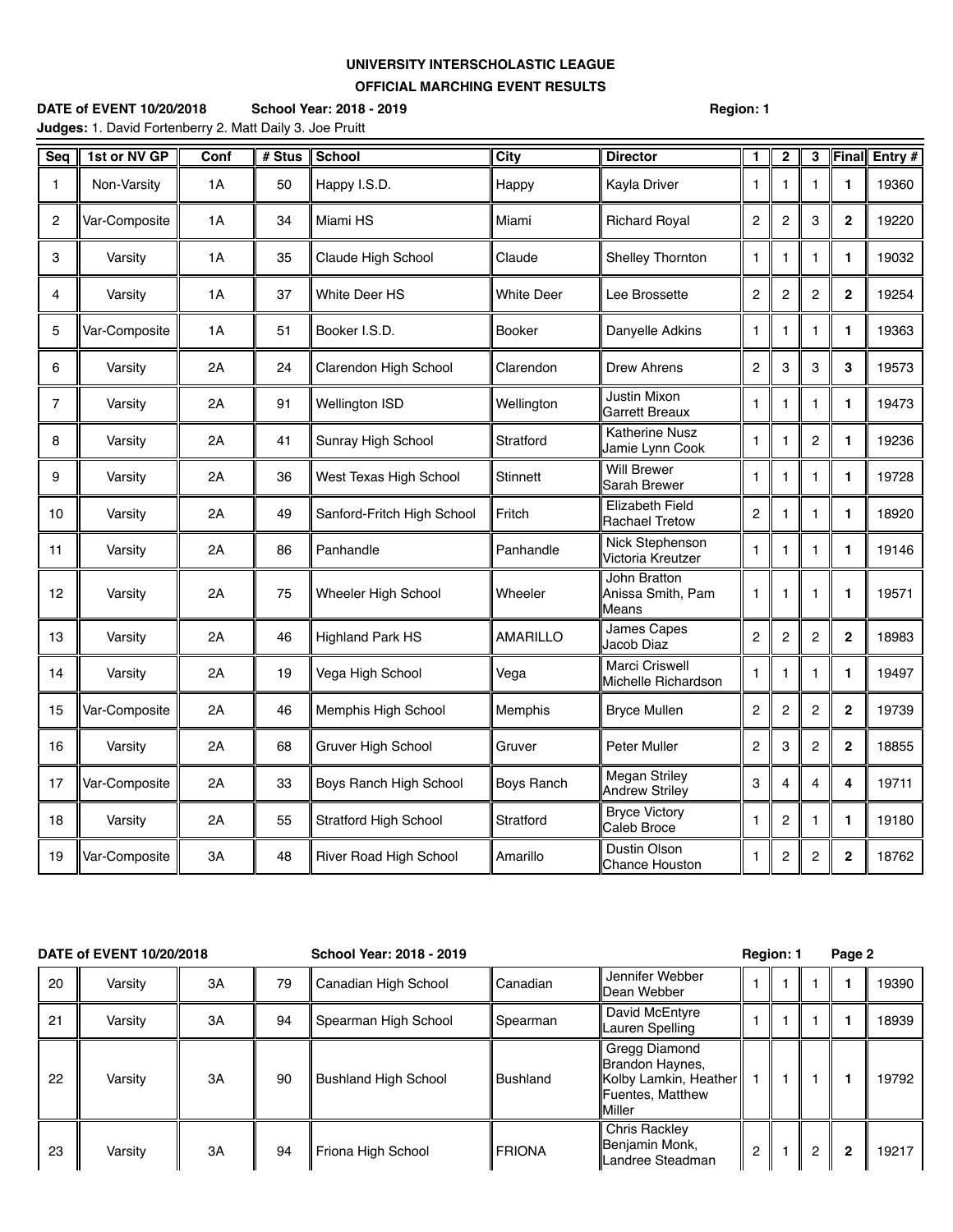**UNIVERSITY INTERSCHOLASTIC LEAGUE**

**OFFICIAL MARCHING EVENT RESULTS**

**DATE of EVENT 10/20/2018** **School Year: 2018 - 2019** **Region: 1**

**Judges:** 1. David Fortenberry 2. Matt Daily 3. Joe Pruitt

| Seq | 1st or NV GP | Conf | # Stus | School | City | Director | 1 | 2 | 3 | Final | Entry # |
|---|---|---|---|---|---|---|---|---|---|---|---|
| 1 | Non-Varsity | 1A | 50 | Happy I.S.D. | Happy | Kayla Driver | 1 | 1 | 1 | **1** | 19360 |
| 2 | Var-Composite | 1A | 34 | Miami HS | Miami | Richard Royal | 2 | 2 | 3 | **2** | 19220 |
| 3 | Varsity | 1A | 35 | Claude High School | Claude | Shelley Thornton | 1 | 1 | 1 | **1** | 19032 |
| 4 | Varsity | 1A | 37 | White Deer HS | White Deer | Lee Brossette | 2 | 2 | 2 | **2** | 19254 |
| 5 | Var-Composite | 1A | 51 | Booker I.S.D. | Booker | Danyelle Adkins | 1 | 1 | 1 | **1** | 19363 |
| 6 | Varsity | 2A | 24 | Clarendon High School | Clarendon | Drew Ahrens | 2 | 3 | 3 | **3** | 19573 |
| 7 | Varsity | 2A | 91 | Wellington ISD | Wellington | Justin Mixon Garrett Breaux | 1 | 1 | 1 | **1** | 19473 |
| 8 | Varsity | 2A | 41 | Sunray High School | Stratford | Katherine Nusz Jamie Lynn Cook | 1 | 1 | 2 | **1** | 19236 |
| 9 | Varsity | 2A | 36 | West Texas High School | Stinnett | Will Brewer Sarah Brewer | 1 | 1 | 1 | **1** | 19728 |
| 10 | Varsity | 2A | 49 | Sanford-Fritch High School | Fritch | Elizabeth Field Rachael Tretow | 2 | 1 | 1 | **1** | 18920 |
| 11 | Varsity | 2A | 86 | Panhandle | Panhandle | Nick Stephenson Victoria Kreutzer | 1 | 1 | 1 | **1** | 19146 |
| 12 | Varsity | 2A | 75 | Wheeler High School | Wheeler | John Bratton Anissa Smith, Pam Means | 1 | 1 | 1 | **1** | 19571 |
| 13 | Varsity | 2A | 46 | Highland Park HS | AMARILLO | James Capes Jacob Diaz | 2 | 2 | 2 | **2** | 18983 |
| 14 | Varsity | 2A | 19 | Vega High School | Vega | Marci Criswell Michelle Richardson | 1 | 1 | 1 | **1** | 19497 |
| 15 | Var-Composite | 2A | 46 | Memphis High School | Memphis | Bryce Mullen | 2 | 2 | 2 | **2** | 19739 |
| 16 | Varsity | 2A | 68 | Gruver High School | Gruver | Peter Muller | 2 | 3 | 2 | **2** | 18855 |
| 17 | Var-Composite | 2A | 33 | Boys Ranch High School | Boys Ranch | Megan Striley Andrew Striley | 3 | 4 | 4 | **4** | 19711 |
| 18 | Varsity | 2A | 55 | Stratford High School | Stratford | Bryce Victory Caleb Broce | 1 | 2 | 1 | **1** | 19180 |
| 19 | Var-Composite | 3A | 48 | River Road High School | Amarillo | Dustin Olson Chance Houston | 1 | 2 | 2 | **2** | 18762 |
| 20 | Varsity | 3A | 79 | Canadian High School | Canadian | Jennifer Webber Dean Webber | 1 | 1 | 1 | **1** | 19390 |
| 21 | Varsity | 3A | 94 | Spearman High School | Spearman | David McEntyre Lauren Spelling | 1 | 1 | 1 | **1** | 18939 |
| 22 | Varsity | 3A | 90 | Bushland High School | Bushland | Gregg Diamond Brandon Haynes, Kolby Lamkin, Heather Fuentes, Matthew Miller | 1 | 1 | 1 | **1** | 19792 |
| 23 | Varsity | 3A | 94 | Friona High School | FRIONA | Chris Rackley Benjamin Monk, Landree Steadman | 2 | 1 | 2 | **2** | 19217 |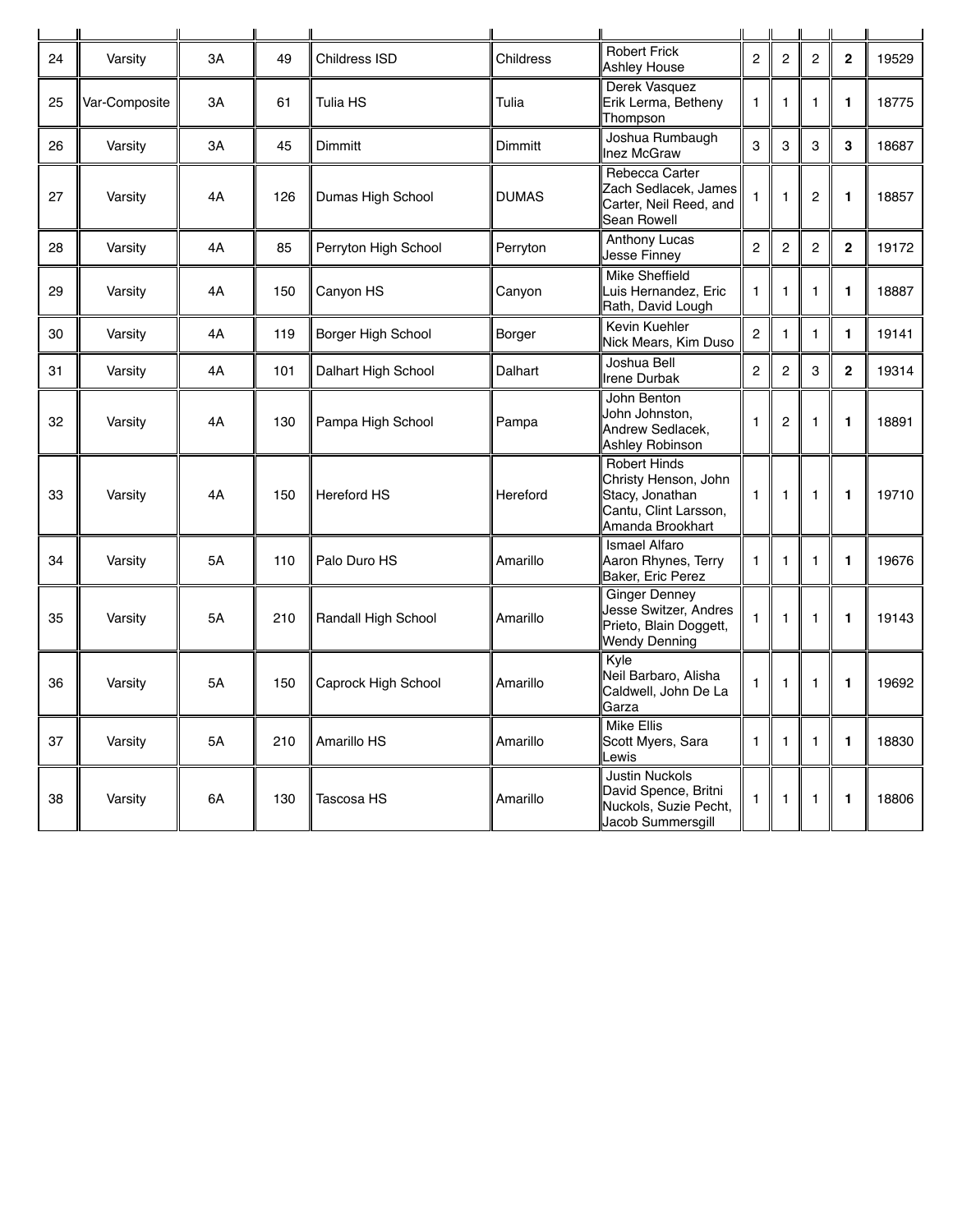| | | | | | | | | | | | |
|---|---|---|---|---|---|---|---|---|---|---|---|
| 24 | Varsity | 3A | 49 | Childress ISD | Childress | Robert Frick<br>Ashley House | 2 | 2 | 2 | **2** | 19529 |
| 25 | Var-Composite | 3A | 61 | Tulia HS | Tulia | Derek Vasquez<br>Erik Lerma, Betheny Thompson | 1 | 1 | 1 | **1** | 18775 |
| 26 | Varsity | 3A | 45 | Dimmitt | Dimmitt | Joshua Rumbaugh<br>Inez McGraw | 3 | 3 | 3 | **3** | 18687 |
| 27 | Varsity | 4A | 126 | Dumas High School | DUMAS | Rebecca Carter<br>Zach Sedlacek, James Carter, Neil Reed, and Sean Rowell | 1 | 1 | 2 | **1** | 18857 |
| 28 | Varsity | 4A | 85 | Perryton High School | Perryton | Anthony Lucas<br>Jesse Finney | 2 | 2 | 2 | **2** | 19172 |
| 29 | Varsity | 4A | 150 | Canyon HS | Canyon | Mike Sheffield<br>Luis Hernandez, Eric Rath, David Lough | 1 | 1 | 1 | **1** | 18887 |
| 30 | Varsity | 4A | 119 | Borger High School | Borger | Kevin Kuehler<br>Nick Mears, Kim Duso | 2 | 1 | 1 | **1** | 19141 |
| 31 | Varsity | 4A | 101 | Dalhart High School | Dalhart | Joshua Bell<br>Irene Durbak | 2 | 2 | 3 | **2** | 19314 |
| 32 | Varsity | 4A | 130 | Pampa High School | Pampa | John Benton<br>John Johnston, Andrew Sedlacek, Ashley Robinson | 1 | 2 | 1 | **1** | 18891 |
| 33 | Varsity | 4A | 150 | Hereford HS | Hereford | Robert Hinds<br>Christy Henson, John Stacy, Jonathan Cantu, Clint Larsson, Amanda Brookhart | 1 | 1 | 1 | **1** | 19710 |
| 34 | Varsity | 5A | 110 | Palo Duro HS | Amarillo | Ismael Alfaro<br>Aaron Rhynes, Terry Baker, Eric Perez | 1 | 1 | 1 | **1** | 19676 |
| 35 | Varsity | 5A | 210 | Randall High School | Amarillo | Ginger Denney<br>Jesse Switzer, Andres Prieto, Blain Doggett, Wendy Denning | 1 | 1 | 1 | **1** | 19143 |
| 36 | Varsity | 5A | 150 | Caprock High School | Amarillo | Kyle<br>Neil Barbaro, Alisha Caldwell, John De La Garza | 1 | 1 | 1 | **1** | 19692 |
| 37 | Varsity | 5A | 210 | Amarillo HS | Amarillo | Mike Ellis<br>Scott Myers, Sara Lewis | 1 | 1 | 1 | **1** | 18830 |
| 38 | Varsity | 6A | 130 | Tascosa HS | Amarillo | Justin Nuckols<br>David Spence, Britni Nuckols, Suzie Pecht, Jacob Summersgill | 1 | 1 | 1 | **1** | 18806 |